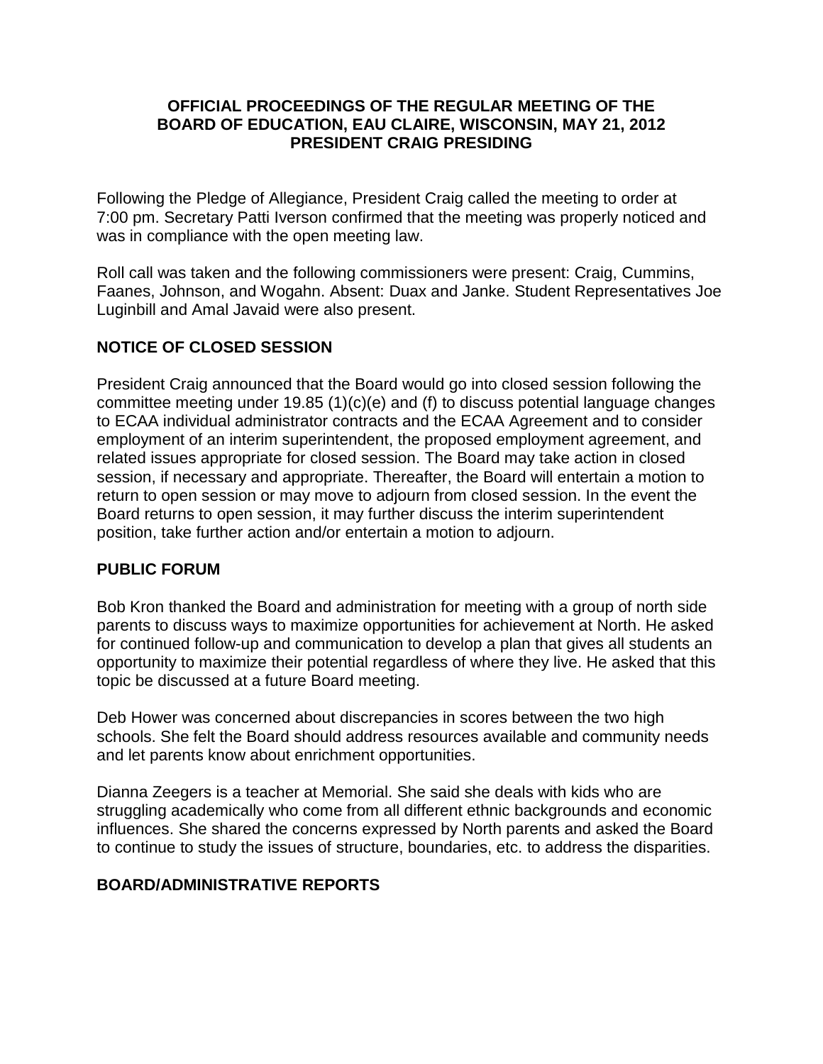# OFFICIAL PROCEEDINGS OF THE REGULAR MEETING OF THE BOARD OF EDUCATION, EAU CLAIRE, WISCONSIN, MAY 21, 2012
## PRESIDENT CRAIG PRESIDING

Following the Pledge of Allegiance, President Craig called the meeting to order at 7:00 pm. Secretary Patti Iverson confirmed that the meeting was properly noticed and was in compliance with the open meeting law.

Roll call was taken and the following commissioners were present: Craig, Cummins, Faanes, Johnson, and Wogahn. Absent: Duax and Janke. Student Representatives Joe Luginbill and Amal Javaid were also present.

## NOTICE OF CLOSED SESSION

President Craig announced that the Board would go into closed session following the committee meeting under 19.85 (1)(c)(e) and (f) to discuss potential language changes to ECAA individual administrator contracts and the ECAA Agreement and to consider employment of an interim superintendent, the proposed employment agreement, and related issues appropriate for closed session. The Board may take action in closed session, if necessary and appropriate. Thereafter, the Board will entertain a motion to return to open session or may move to adjourn from closed session. In the event the Board returns to open session, it may further discuss the interim superintendent position, take further action and/or entertain a motion to adjourn.

## PUBLIC FORUM

Bob Kron thanked the Board and administration for meeting with a group of north side parents to discuss ways to maximize opportunities for achievement at North. He asked for continued follow-up and communication to develop a plan that gives all students an opportunity to maximize their potential regardless of where they live. He asked that this topic be discussed at a future Board meeting.

Deb Hower was concerned about discrepancies in scores between the two high schools. She felt the Board should address resources available and community needs and let parents know about enrichment opportunities.

Dianna Zeegers is a teacher at Memorial. She said she deals with kids who are struggling academically who come from all different ethnic backgrounds and economic influences. She shared the concerns expressed by North parents and asked the Board to continue to study the issues of structure, boundaries, etc. to address the disparities.

## BOARD/ADMINISTRATIVE REPORTS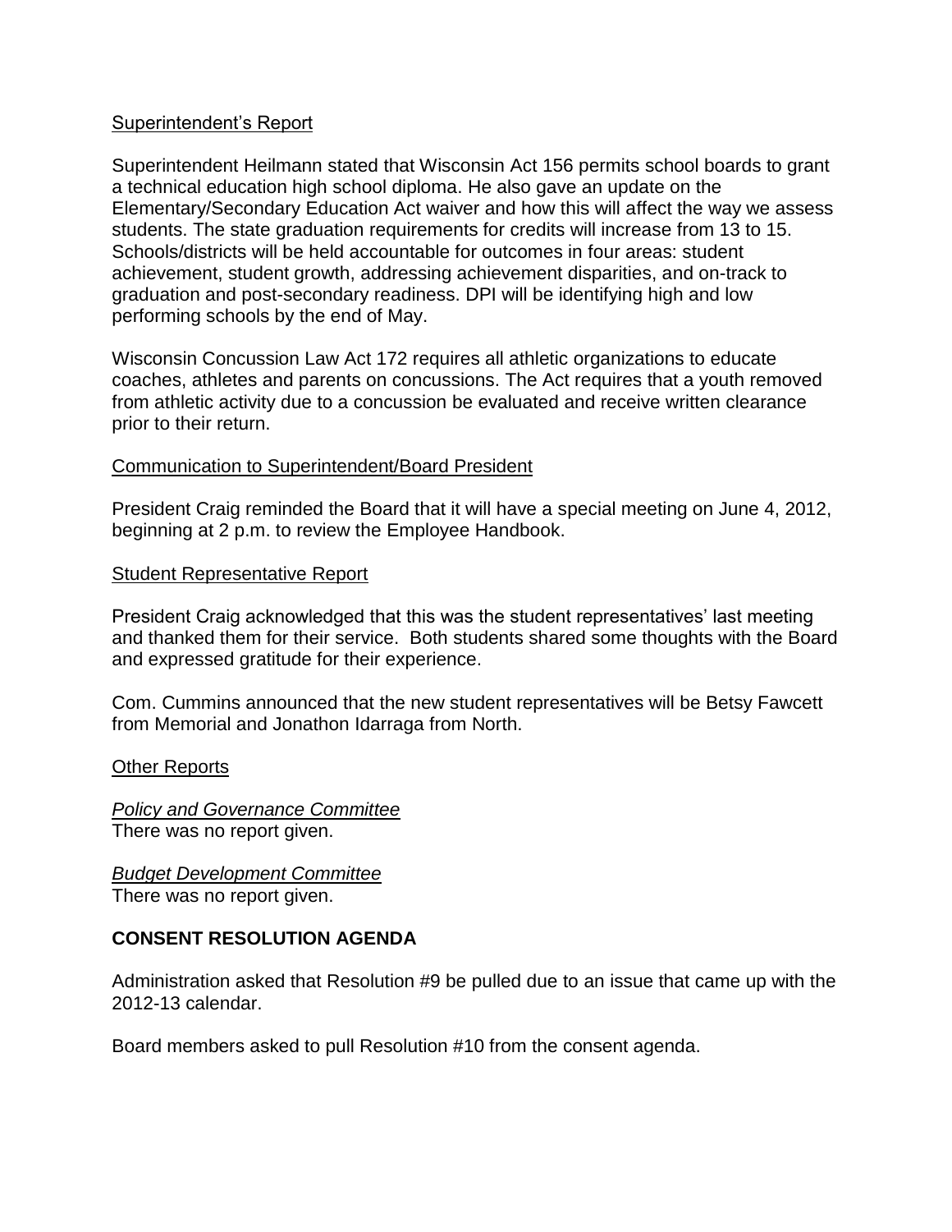Superintendent's Report

Superintendent Heilmann stated that Wisconsin Act 156 permits school boards to grant a technical education high school diploma. He also gave an update on the Elementary/Secondary Education Act waiver and how this will affect the way we assess students. The state graduation requirements for credits will increase from 13 to 15. Schools/districts will be held accountable for outcomes in four areas: student achievement, student growth, addressing achievement disparities, and on-track to graduation and post-secondary readiness. DPI will be identifying high and low performing schools by the end of May.

Wisconsin Concussion Law Act 172 requires all athletic organizations to educate coaches, athletes and parents on concussions. The Act requires that a youth removed from athletic activity due to a concussion be evaluated and receive written clearance prior to their return.

Communication to Superintendent/Board President

President Craig reminded the Board that it will have a special meeting on June 4, 2012, beginning at 2 p.m. to review the Employee Handbook.

Student Representative Report

President Craig acknowledged that this was the student representatives' last meeting and thanked them for their service. Both students shared some thoughts with the Board and expressed gratitude for their experience.

Com. Cummins announced that the new student representatives will be Betsy Fawcett from Memorial and Jonathon Idarraga from North.

Other Reports

*Policy and Governance Committee*
There was no report given.

*Budget Development Committee*
There was no report given.

**CONSENT RESOLUTION AGENDA**

Administration asked that Resolution #9 be pulled due to an issue that came up with the 2012-13 calendar.

Board members asked to pull Resolution #10 from the consent agenda.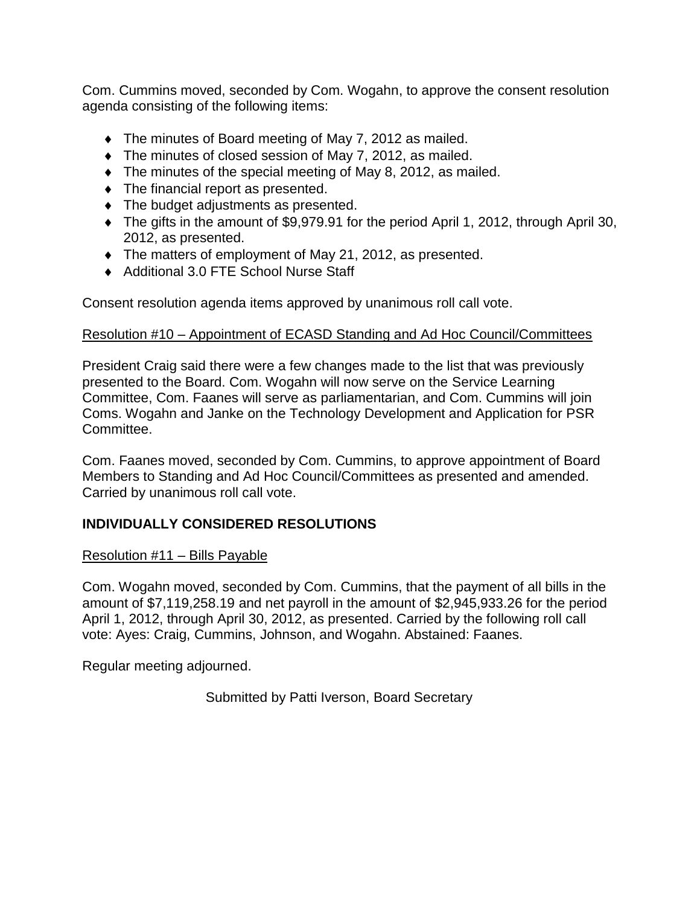Com. Cummins moved, seconded by Com. Wogahn, to approve the consent resolution agenda consisting of the following items:

- The minutes of Board meeting of May 7, 2012 as mailed.
- The minutes of closed session of May 7, 2012, as mailed.
- The minutes of the special meeting of May 8, 2012, as mailed.
- The financial report as presented.
- The budget adjustments as presented.
- The gifts in the amount of $9,979.91 for the period April 1, 2012, through April 30, 2012, as presented.
- The matters of employment of May 21, 2012, as presented.
- Additional 3.0 FTE School Nurse Staff

Consent resolution agenda items approved by unanimous roll call vote.

Resolution #10 – Appointment of ECASD Standing and Ad Hoc Council/Committees

President Craig said there were a few changes made to the list that was previously presented to the Board. Com. Wogahn will now serve on the Service Learning Committee, Com. Faanes will serve as parliamentarian, and Com. Cummins will join Coms. Wogahn and Janke on the Technology Development and Application for PSR Committee.

Com. Faanes moved, seconded by Com. Cummins, to approve appointment of Board Members to Standing and Ad Hoc Council/Committees as presented and amended. Carried by unanimous roll call vote.

## INDIVIDUALLY CONSIDERED RESOLUTIONS

Resolution #11 – Bills Payable

Com. Wogahn moved, seconded by Com. Cummins, that the payment of all bills in the amount of $7,119,258.19 and net payroll in the amount of $2,945,933.26 for the period April 1, 2012, through April 30, 2012, as presented. Carried by the following roll call vote: Ayes: Craig, Cummins, Johnson, and Wogahn. Abstained: Faanes.

Regular meeting adjourned.

Submitted by Patti Iverson, Board Secretary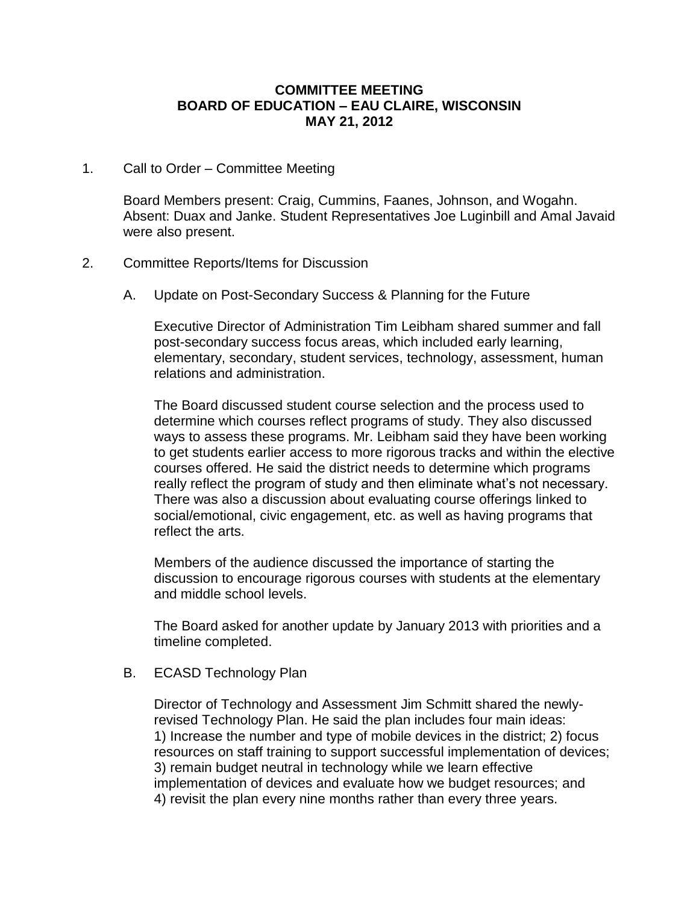**COMMITTEE MEETING**
**BOARD OF EDUCATION – EAU CLAIRE, WISCONSIN**
**MAY 21, 2012**

1. Call to Order – Committee Meeting

   Board Members present: Craig, Cummins, Faanes, Johnson, and Wogahn. Absent: Duax and Janke. Student Representatives Joe Luginbill and Amal Javaid were also present.

2. Committee Reports/Items for Discussion

   A. Update on Post-Secondary Success & Planning for the Future

      Executive Director of Administration Tim Leibham shared summer and fall post-secondary success focus areas, which included early learning, elementary, secondary, student services, technology, assessment, human relations and administration.

      The Board discussed student course selection and the process used to determine which courses reflect programs of study. They also discussed ways to assess these programs. Mr. Leibham said they have been working to get students earlier access to more rigorous tracks and within the elective courses offered. He said the district needs to determine which programs really reflect the program of study and then eliminate what's not necessary. There was also a discussion about evaluating course offerings linked to social/emotional, civic engagement, etc. as well as having programs that reflect the arts.

      Members of the audience discussed the importance of starting the discussion to encourage rigorous courses with students at the elementary and middle school levels.

      The Board asked for another update by January 2013 with priorities and a timeline completed.

   B. ECASD Technology Plan

      Director of Technology and Assessment Jim Schmitt shared the newly-revised Technology Plan. He said the plan includes four main ideas: 1) Increase the number and type of mobile devices in the district; 2) focus resources on staff training to support successful implementation of devices; 3) remain budget neutral in technology while we learn effective implementation of devices and evaluate how we budget resources; and 4) revisit the plan every nine months rather than every three years.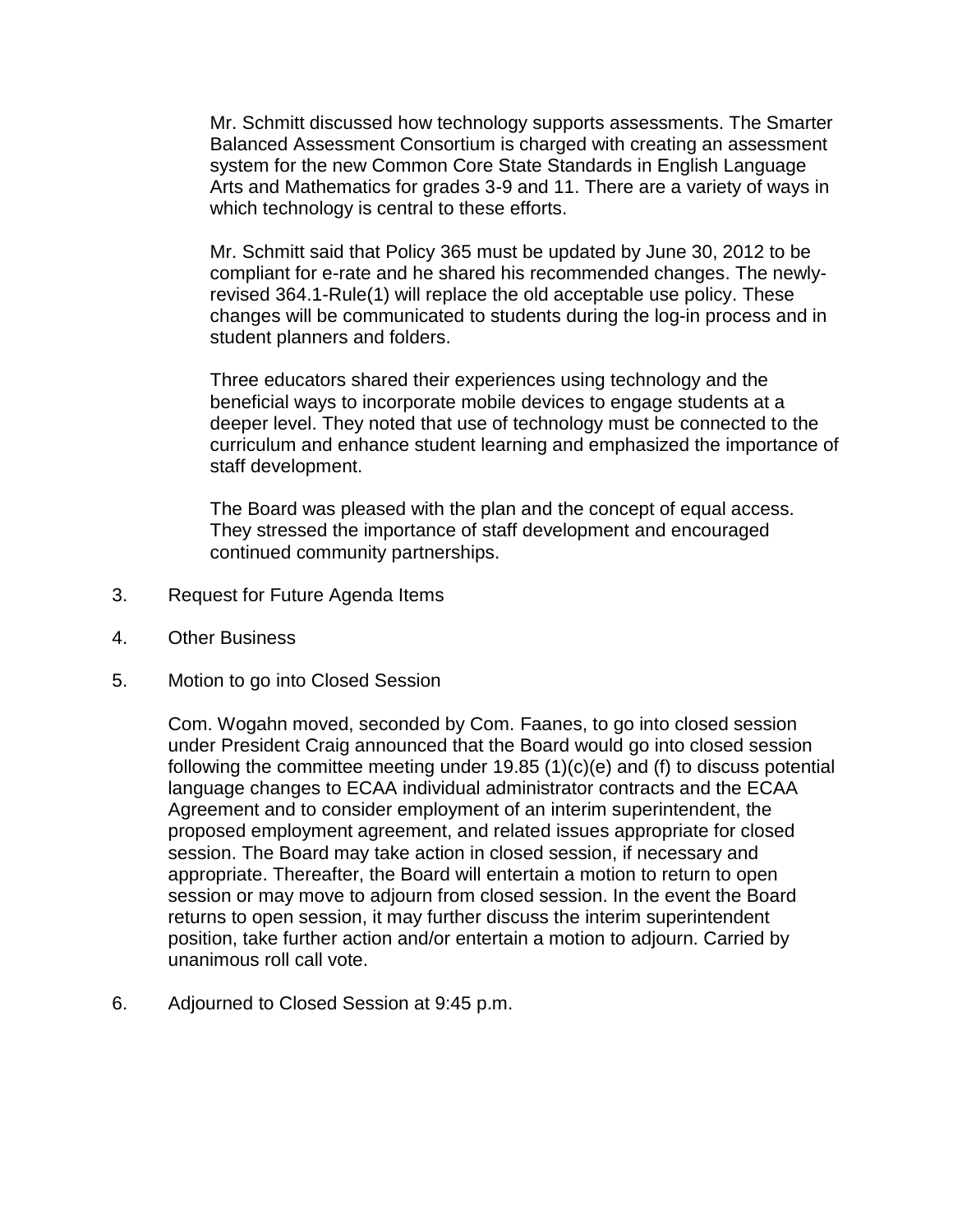Mr. Schmitt discussed how technology supports assessments. The Smarter Balanced Assessment Consortium is charged with creating an assessment system for the new Common Core State Standards in English Language Arts and Mathematics for grades 3-9 and 11. There are a variety of ways in which technology is central to these efforts.

Mr. Schmitt said that Policy 365 must be updated by June 30, 2012 to be compliant for e-rate and he shared his recommended changes. The newly-revised 364.1-Rule(1) will replace the old acceptable use policy. These changes will be communicated to students during the log-in process and in student planners and folders.

Three educators shared their experiences using technology and the beneficial ways to incorporate mobile devices to engage students at a deeper level. They noted that use of technology must be connected to the curriculum and enhance student learning and emphasized the importance of staff development.

The Board was pleased with the plan and the concept of equal access. They stressed the importance of staff development and encouraged continued community partnerships.

3. Request for Future Agenda Items

4. Other Business

5. Motion to go into Closed Session

   Com. Wogahn moved, seconded by Com. Faanes, to go into closed session under President Craig announced that the Board would go into closed session following the committee meeting under 19.85 (1)(c)(e) and (f) to discuss potential language changes to ECAA individual administrator contracts and the ECAA Agreement and to consider employment of an interim superintendent, the proposed employment agreement, and related issues appropriate for closed session. The Board may take action in closed session, if necessary and appropriate. Thereafter, the Board will entertain a motion to return to open session or may move to adjourn from closed session. In the event the Board returns to open session, it may further discuss the interim superintendent position, take further action and/or entertain a motion to adjourn. Carried by unanimous roll call vote.

6. Adjourned to Closed Session at 9:45 p.m.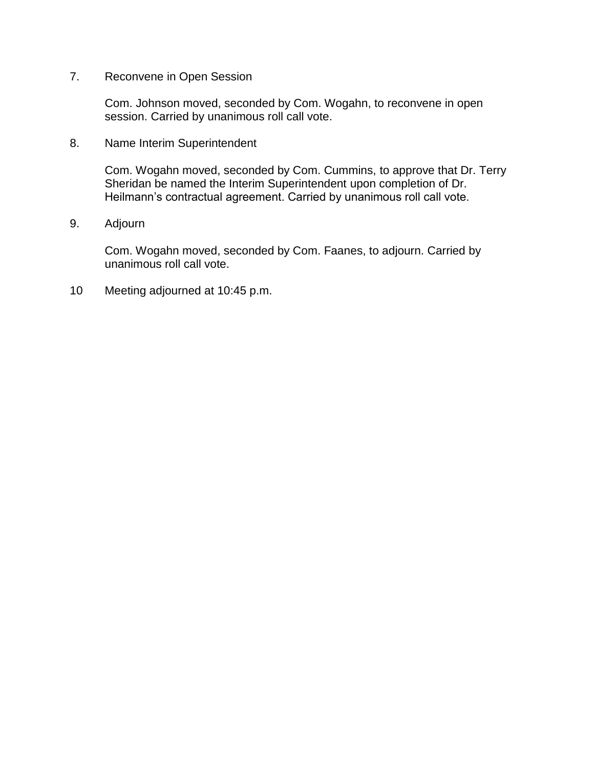7. Reconvene in Open Session

   Com. Johnson moved, seconded by Com. Wogahn, to reconvene in open session. Carried by unanimous roll call vote.

8. Name Interim Superintendent

   Com. Wogahn moved, seconded by Com. Cummins, to approve that Dr. Terry Sheridan be named the Interim Superintendent upon completion of Dr. Heilmann's contractual agreement. Carried by unanimous roll call vote.

9. Adjourn

   Com. Wogahn moved, seconded by Com. Faanes, to adjourn. Carried by unanimous roll call vote.

10 Meeting adjourned at 10:45 p.m.